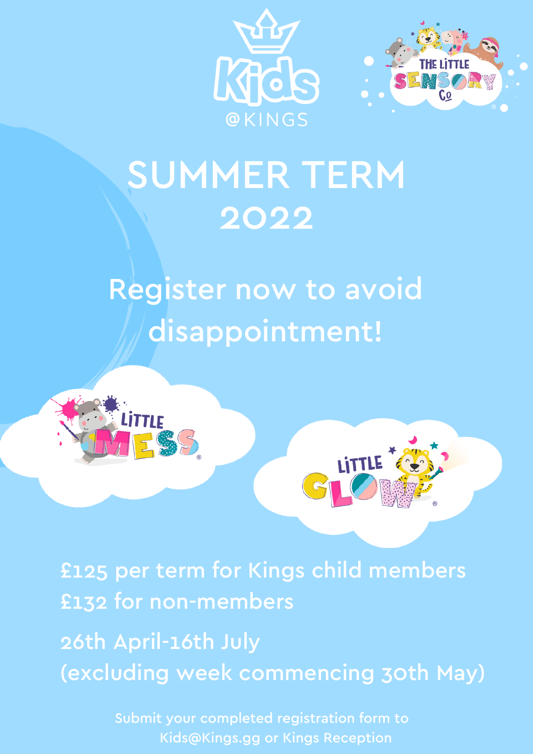Kids @KINGS

THE LITTLE SENSORY Co

# SUMMER TERM 2022

## Register now to avoid disappointment!

LITTLE MESS

LITTLE GLOW

£125 per term for Kings child members
£132 for non-members

26th April-16th July
(excluding week commencing 30th May)

Submit your completed registration form to Kids@Kings.gg or Kings Reception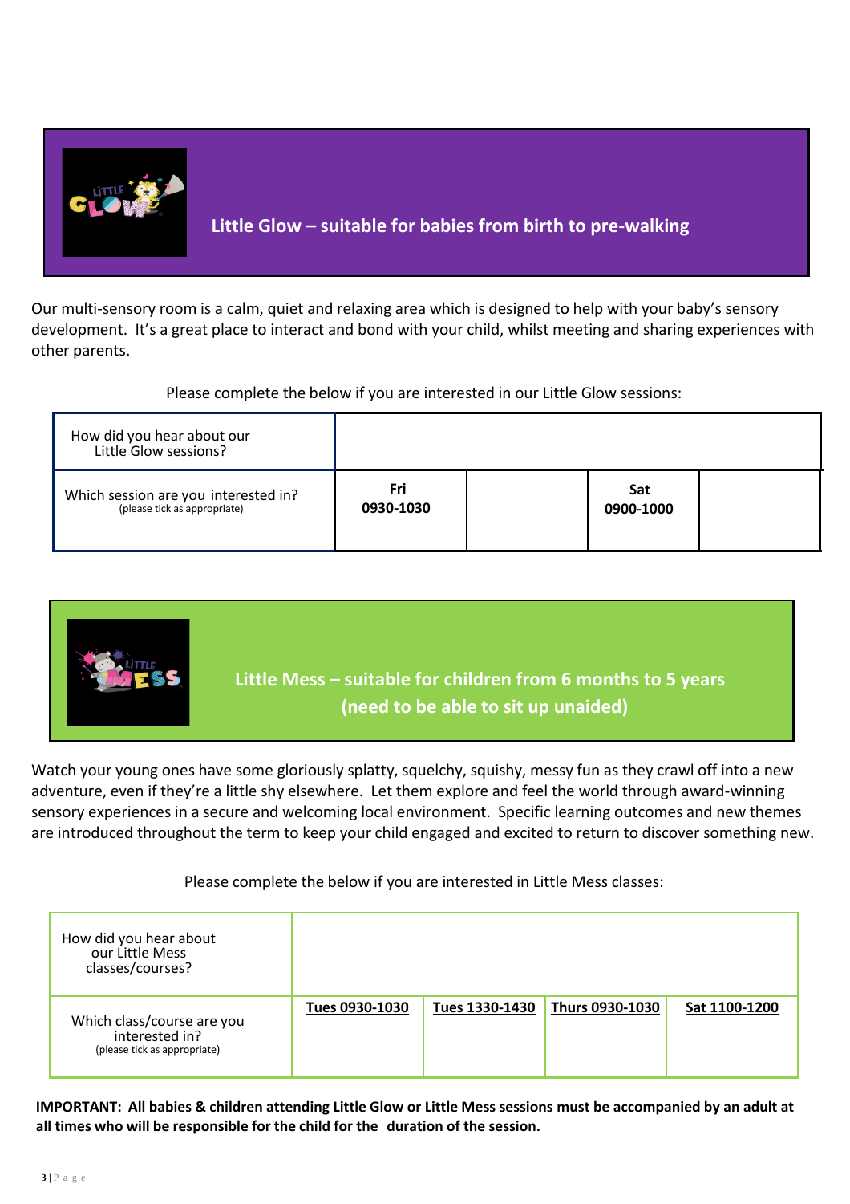## Little Glow – suitable for babies from birth to pre-walking

Our multi-sensory room is a calm, quiet and relaxing area which is designed to help with your baby's sensory development. It's a great place to interact and bond with your child, whilst meeting and sharing experiences with other parents.

Please complete the below if you are interested in our Little Glow sessions:

| How did you hear about our Little Glow sessions? | | | | |
|---|---|---|---|---|
| Which session are you interested in? (please tick as appropriate) | **Fri 0930-1030** | | **Sat 0900-1000** | |

## Little Mess – suitable for children from 6 months to 5 years (need to be able to sit up unaided)

Watch your young ones have some gloriously splatty, squelchy, squishy, messy fun as they crawl off into a new adventure, even if they're a little shy elsewhere. Let them explore and feel the world through award-winning sensory experiences in a secure and welcoming local environment. Specific learning outcomes and new themes are introduced throughout the term to keep your child engaged and excited to return to discover something new.

Please complete the below if you are interested in Little Mess classes:

| How did you hear about our Little Mess classes/courses? | | | | |
|---|---|---|---|---|
| Which class/course are you interested in? (please tick as appropriate) | **Tues 0930-1030** | **Tues 1330-1430** | **Thurs 0930-1030** | **Sat 1100-1200** |

**IMPORTANT: All babies & children attending Little Glow or Little Mess sessions must be accompanied by an adult at all times who will be responsible for the child for the duration of the session.**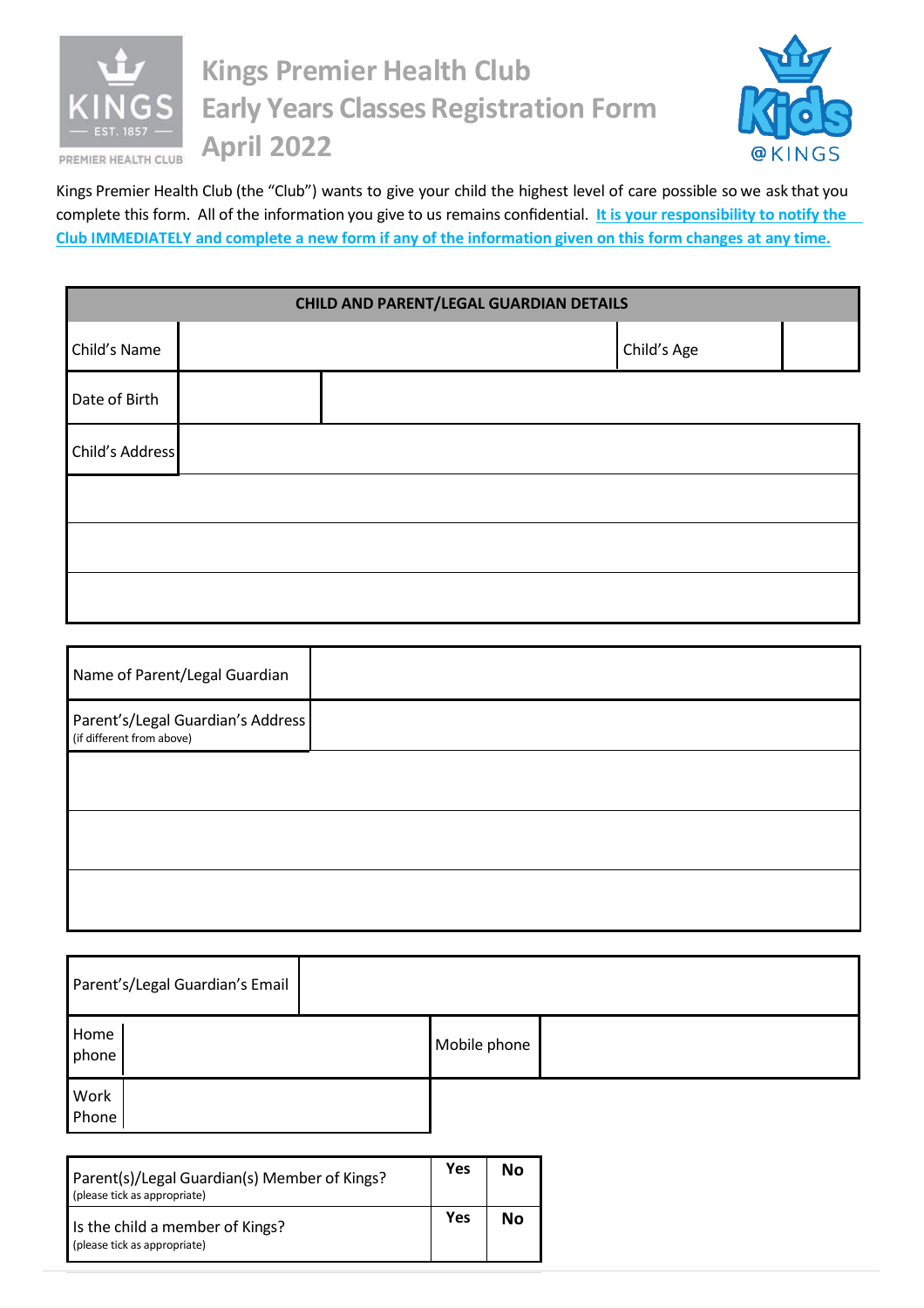# Kings Premier Health Club Early Years Classes Registration Form April 2022

Kings Premier Health Club (the "Club") wants to give your child the highest level of care possible so we ask that you complete this form. All of the information you give to us remains confidential. **It is your responsibility to notify the Club IMMEDIATELY and complete a new form if any of the information given on this form changes at any time.**

| CHILD AND PARENT/LEGAL GUARDIAN DETAILS | | | |
|---|---|---|---|
| Child's Name | | Child's Age | |
| Date of Birth | | | |
| Child's Address | | | |
| | | | |
| | | | |
| | | | |

| | |
|---|---|
| Name of Parent/Legal Guardian | |
| Parent's/Legal Guardian's Address (if different from above) | |
| | |
| | |
| | |

| | | | |
|---|---|---|---|
| Parent's/Legal Guardian's Email | | | |
| Home phone | | Mobile phone | |
| Work Phone | | | |

| | Yes | No |
|---|---|---|
| Parent(s)/Legal Guardian(s) Member of Kings? (please tick as appropriate) | | |
| Is the child a member of Kings? (please tick as appropriate) | | |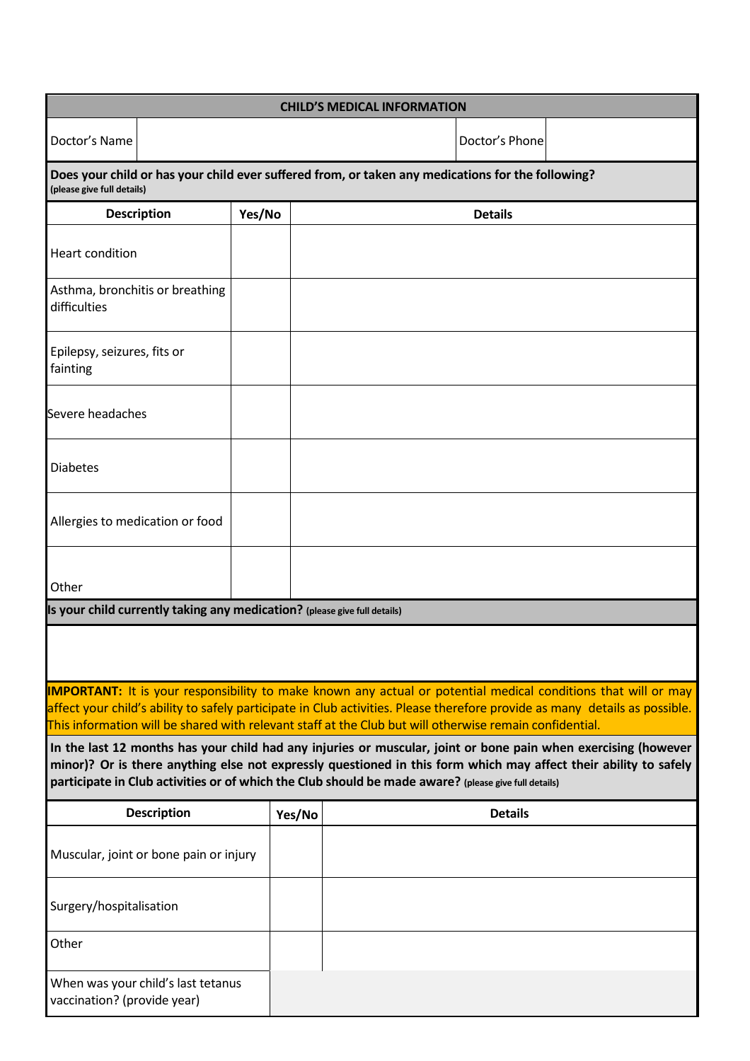## CHILD'S MEDICAL INFORMATION

| Doctor's Name | | Doctor's Phone | |
|---|---|---|---|

**Does your child or has your child ever suffered from, or taken any medications for the following?**
**(please give full details)**

| Description | Yes/No | Details |
|---|---|---|
| Heart condition | | |
| Asthma, bronchitis or breathing difficulties | | |
| Epilepsy, seizures, fits or fainting | | |
| Severe headaches | | |
| Diabetes | | |
| Allergies to medication or food | | |
| Other | | |

**Is your child currently taking any medication?** **(please give full details)**

**IMPORTANT:** It is your responsibility to make known any actual or potential medical conditions that will or may affect your child's ability to safely participate in Club activities. Please therefore provide as many details as possible. This information will be shared with relevant staff at the Club but will otherwise remain confidential.

**In the last 12 months has your child had any injuries or muscular, joint or bone pain when exercising (however minor)? Or is there anything else not expressly questioned in this form which may affect their ability to safely participate in Club activities or of which the Club should be made aware?** **(please give full details)**

| Description | Yes/No | Details |
|---|---|---|
| Muscular, joint or bone pain or injury | | |
| Surgery/hospitalisation | | |
| Other | | |
| When was your child's last tetanus vaccination? (provide year) | | |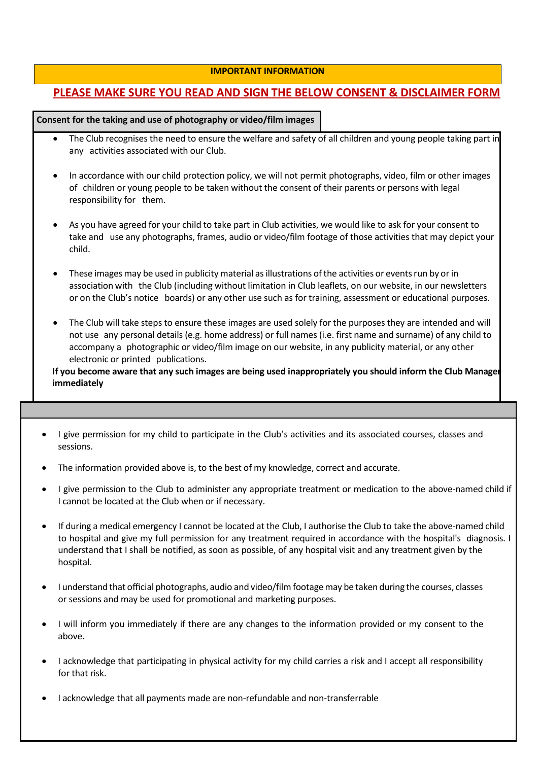**IMPORTANT INFORMATION**

**PLEASE MAKE SURE YOU READ AND SIGN THE BELOW CONSENT & DISCLAIMER FORM**

**Consent for the taking and use of photography or video/film images**

- The Club recognises the need to ensure the welfare and safety of all children and young people taking part in any activities associated with our Club.
- In accordance with our child protection policy, we will not permit photographs, video, film or other images of children or young people to be taken without the consent of their parents or persons with legal responsibility for them.
- As you have agreed for your child to take part in Club activities, we would like to ask for your consent to take and use any photographs, frames, audio or video/film footage of those activities that may depict your child.
- These images may be used in publicity material as illustrations of the activities or events run by or in association with the Club (including without limitation in Club leaflets, on our website, in our newsletters or on the Club's notice boards) or any other use such as for training, assessment or educational purposes.
- The Club will take steps to ensure these images are used solely for the purposes they are intended and will not use any personal details (e.g. home address) or full names (i.e. first name and surname) of any child to accompany a photographic or video/film image on our website, in any publicity material, or any other electronic or printed publications.

**If you become aware that any such images are being used inappropriately you should inform the Club Manager immediately**

- I give permission for my child to participate in the Club's activities and its associated courses, classes and sessions.
- The information provided above is, to the best of my knowledge, correct and accurate.
- I give permission to the Club to administer any appropriate treatment or medication to the above-named child if I cannot be located at the Club when or if necessary.
- If during a medical emergency I cannot be located at the Club, I authorise the Club to take the above-named child to hospital and give my full permission for any treatment required in accordance with the hospital's diagnosis. I understand that I shall be notified, as soon as possible, of any hospital visit and any treatment given by the hospital.
- I understand that official photographs, audio and video/film footage may be taken during the courses, classes or sessions and may be used for promotional and marketing purposes.
- I will inform you immediately if there are any changes to the information provided or my consent to the above.
- I acknowledge that participating in physical activity for my child carries a risk and I accept all responsibility for that risk.
- I acknowledge that all payments made are non-refundable and non-transferrable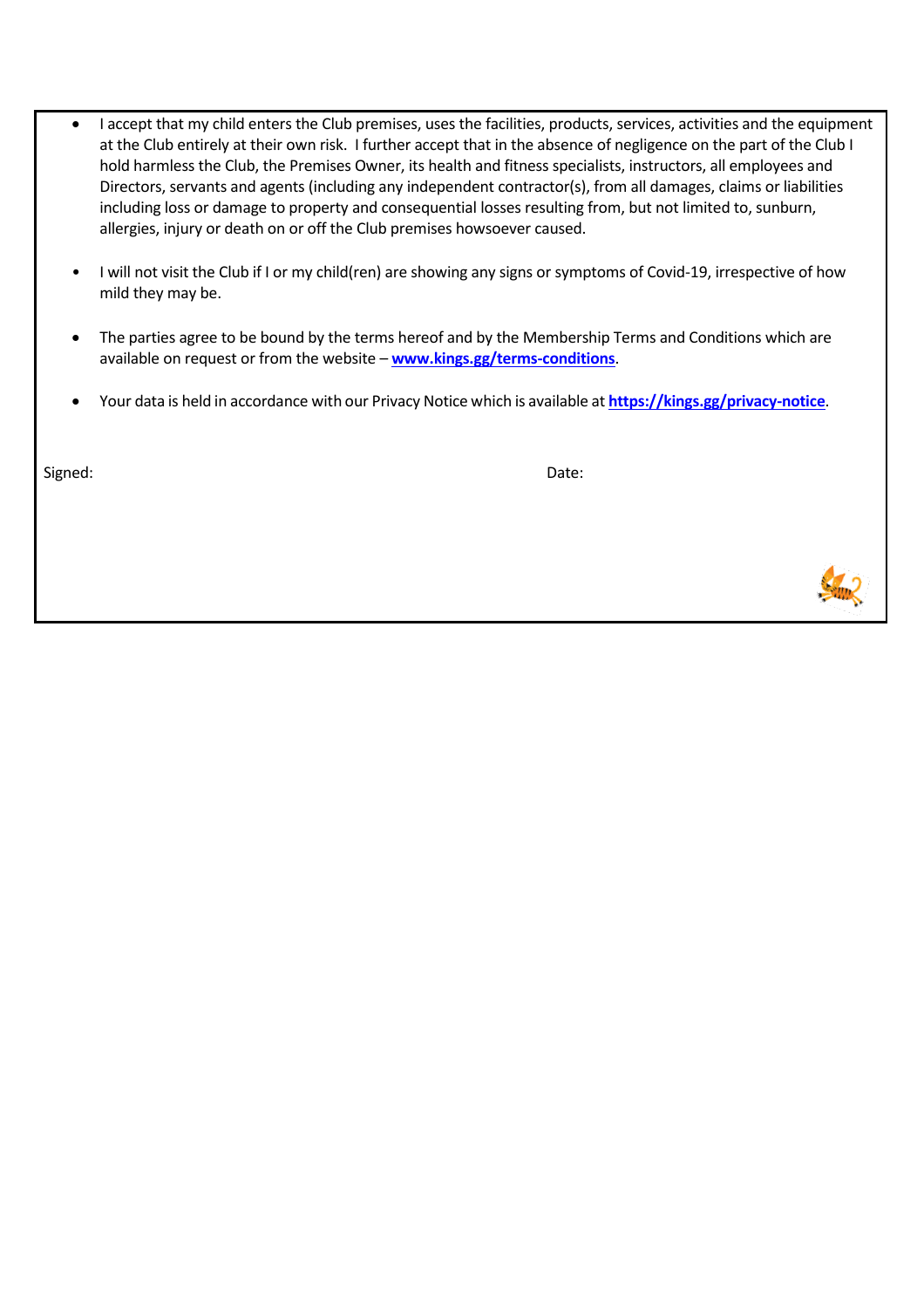- I accept that my child enters the Club premises, uses the facilities, products, services, activities and the equipment at the Club entirely at their own risk. I further accept that in the absence of negligence on the part of the Club I hold harmless the Club, the Premises Owner, its health and fitness specialists, instructors, all employees and Directors, servants and agents (including any independent contractor(s), from all damages, claims or liabilities including loss or damage to property and consequential losses resulting from, but not limited to, sunburn, allergies, injury or death on or off the Club premises howsoever caused.

- I will not visit the Club if I or my child(ren) are showing any signs or symptoms of Covid-19, irrespective of how mild they may be.

- The parties agree to be bound by the terms hereof and by the Membership Terms and Conditions which are available on request or from the website – **www.kings.gg/terms-conditions**.

- Your data is held in accordance with our Privacy Notice which is available at **https://kings.gg/privacy-notice**.

Signed: Date: